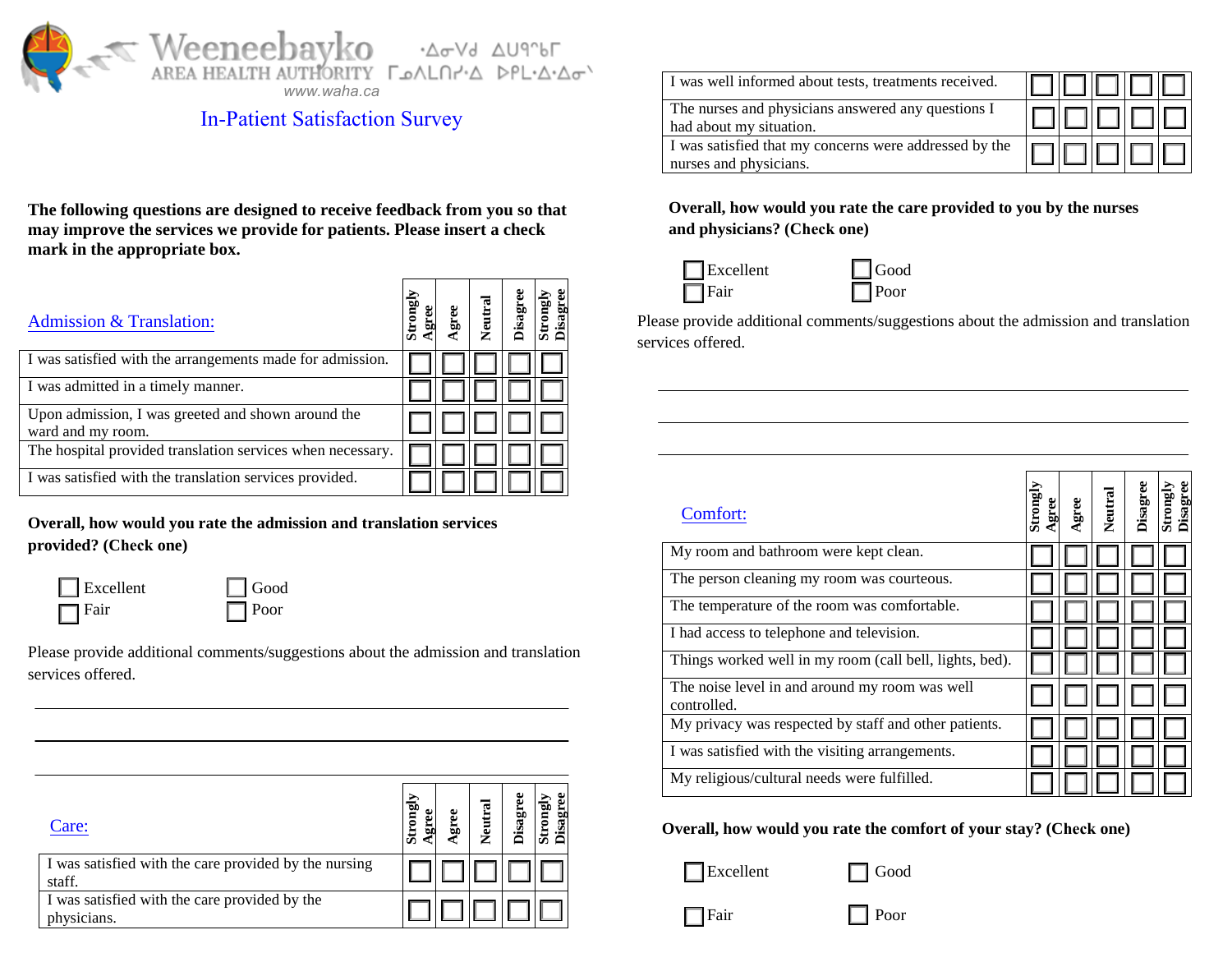Weeneebayko AREA HEALTH AUTHORITY ᐐᓂᐯᑯ ᐊᐅᕐᑲᒥ ᒥᓄᐱᒥᑎᓯᐧᐃ ᐅᑭᒪᐧᐃᐧᐃᓂᐣ

www.waha.ca

# In-Patient Satisfaction Survey

**The following questions are designed to receive feedback from you so that may improve the services we provide for patients. Please insert a check mark in the appropriate box.**

| Admission & Translation: | Strongly Agree | Agree | Neutral | Disagree | Strongly Disagree |
|---|---|---|---|---|---|
| I was satisfied with the arrangements made for admission. | ☐ | ☐ | ☐ | ☐ | ☐ |
| I was admitted in a timely manner. | ☐ | ☐ | ☐ | ☐ | ☐ |
| Upon admission, I was greeted and shown around the ward and my room. | ☐ | ☐ | ☐ | ☐ | ☐ |
| The hospital provided translation services when necessary. | ☐ | ☐ | ☐ | ☐ | ☐ |
| I was satisfied with the translation services provided. | ☐ | ☐ | ☐ | ☐ | ☐ |

**Overall, how would you rate the admission and translation services provided? (Check one)**

☐ Excellent ☐ Good
☐ Fair ☐ Poor

Please provide additional comments/suggestions about the admission and translation services offered.

_______________________________________________

_______________________________________________

_______________________________________________

| Care: | Strongly Agree | Agree | Neutral | Disagree | Strongly Disagree |
|---|---|---|---|---|---|
| I was satisfied with the care provided by the nursing staff. | ☐ | ☐ | ☐ | ☐ | ☐ |
| I was satisfied with the care provided by the physicians. | ☐ | ☐ | ☐ | ☐ | ☐ |
| I was well informed about tests, treatments received. | ☐ | ☐ | ☐ | ☐ | ☐ |
| The nurses and physicians answered any questions I had about my situation. | ☐ | ☐ | ☐ | ☐ | ☐ |
| I was satisfied that my concerns were addressed by the nurses and physicians. | ☐ | ☐ | ☐ | ☐ | ☐ |

**Overall, how would you rate the care provided to you by the nurses and physicians? (Check one)**

☐ Excellent ☐ Good
☐ Fair ☐ Poor

Please provide additional comments/suggestions about the admission and translation services offered.

_______________________________________________

_______________________________________________

_______________________________________________

| Comfort: | Strongly Agree | Agree | Neutral | Disagree | Strongly Disagree |
|---|---|---|---|---|---|
| My room and bathroom were kept clean. | ☐ | ☐ | ☐ | ☐ | ☐ |
| The person cleaning my room was courteous. | ☐ | ☐ | ☐ | ☐ | ☐ |
| The temperature of the room was comfortable. | ☐ | ☐ | ☐ | ☐ | ☐ |
| I had access to telephone and television. | ☐ | ☐ | ☐ | ☐ | ☐ |
| Things worked well in my room (call bell, lights, bed). | ☐ | ☐ | ☐ | ☐ | ☐ |
| The noise level in and around my room was well controlled. | ☐ | ☐ | ☐ | ☐ | ☐ |
| My privacy was respected by staff and other patients. | ☐ | ☐ | ☐ | ☐ | ☐ |
| I was satisfied with the visiting arrangements. | ☐ | ☐ | ☐ | ☐ | ☐ |
| My religious/cultural needs were fulfilled. | ☐ | ☐ | ☐ | ☐ | ☐ |

**Overall, how would you rate the comfort of your stay? (Check one)**

☐ Excellent ☐ Good

☐ Fair ☐ Poor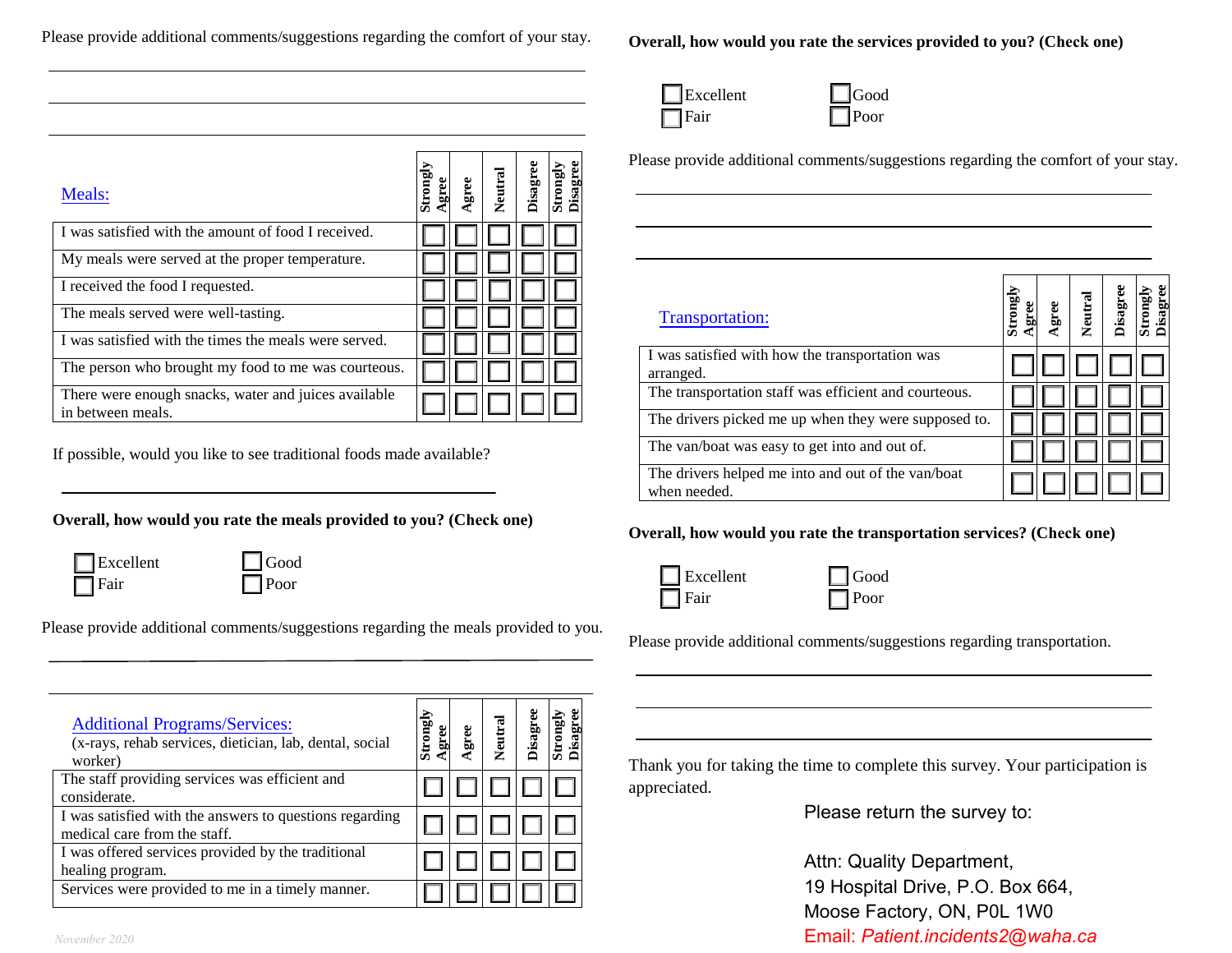Please provide additional comments/suggestions regarding the comfort of your stay.

\_\_\_\_\_\_\_\_\_\_\_\_\_\_\_\_\_\_\_\_\_\_\_\_\_\_\_\_\_\_\_\_\_\_\_\_\_\_\_\_

\_\_\_\_\_\_\_\_\_\_\_\_\_\_\_\_\_\_\_\_\_\_\_\_\_\_\_\_\_\_\_\_\_\_\_\_\_\_\_\_

\_\_\_\_\_\_\_\_\_\_\_\_\_\_\_\_\_\_\_\_\_\_\_\_\_\_\_\_\_\_\_\_\_\_\_\_\_\_\_\_

| Meals: | Strongly Agree | Agree | Neutral | Disagree | Strongly Disagree |
|---|---|---|---|---|---|
| I was satisfied with the amount of food I received. | ☐ | ☐ | ☐ | ☐ | ☐ |
| My meals were served at the proper temperature. | ☐ | ☐ | ☐ | ☐ | ☐ |
| I received the food I requested. | ☐ | ☐ | ☐ | ☐ | ☐ |
| The meals served were well-tasting. | ☐ | ☐ | ☐ | ☐ | ☐ |
| I was satisfied with the times the meals were served. | ☐ | ☐ | ☐ | ☐ | ☐ |
| The person who brought my food to me was courteous. | ☐ | ☐ | ☐ | ☐ | ☐ |
| There were enough snacks, water and juices available in between meals. | ☐ | ☐ | ☐ | ☐ | ☐ |

If possible, would you like to see traditional foods made available?

\_\_\_\_\_\_\_\_\_\_\_\_\_\_\_\_\_\_\_\_\_\_\_\_\_\_\_\_\_\_\_\_\_\_\_\_\_\_\_\_

**Overall, how would you rate the meals provided to you? (Check one)**

☐ Excellent ☐ Good
☐ Fair ☐ Poor

Please provide additional comments/suggestions regarding the meals provided to you.

\_\_\_\_\_\_\_\_\_\_\_\_\_\_\_\_\_\_\_\_\_\_\_\_\_\_\_\_\_\_\_\_\_\_\_\_\_\_\_\_

\_\_\_\_\_\_\_\_\_\_\_\_\_\_\_\_\_\_\_\_\_\_\_\_\_\_\_\_\_\_\_\_\_\_\_\_\_\_\_\_

| Additional Programs/Services: (x-rays, rehab services, dietician, lab, dental, social worker) | Strongly Agree | Agree | Neutral | Disagree | Strongly Disagree |
|---|---|---|---|---|---|
| The staff providing services was efficient and considerate. | ☐ | ☐ | ☐ | ☐ | ☐ |
| I was satisfied with the answers to questions regarding medical care from the staff. | ☐ | ☐ | ☐ | ☐ | ☐ |
| I was offered services provided by the traditional healing program. | ☐ | ☐ | ☐ | ☐ | ☐ |
| Services were provided to me in a timely manner. | ☐ | ☐ | ☐ | ☐ | ☐ |

**Overall, how would you rate the services provided to you? (Check one)**

☐ Excellent ☐ Good
☐ Fair ☐ Poor

Please provide additional comments/suggestions regarding the comfort of your stay.

\_\_\_\_\_\_\_\_\_\_\_\_\_\_\_\_\_\_\_\_\_\_\_\_\_\_\_\_\_\_\_\_\_\_\_\_\_\_\_\_

\_\_\_\_\_\_\_\_\_\_\_\_\_\_\_\_\_\_\_\_\_\_\_\_\_\_\_\_\_\_\_\_\_\_\_\_\_\_\_\_

\_\_\_\_\_\_\_\_\_\_\_\_\_\_\_\_\_\_\_\_\_\_\_\_\_\_\_\_\_\_\_\_\_\_\_\_\_\_\_\_

| Transportation: | Strongly Agree | Agree | Neutral | Disagree | Strongly Disagree |
|---|---|---|---|---|---|
| I was satisfied with how the transportation was arranged. | ☐ | ☐ | ☐ | ☐ | ☐ |
| The transportation staff was efficient and courteous. | ☐ | ☐ | ☐ | ☐ | ☐ |
| The drivers picked me up when they were supposed to. | ☐ | ☐ | ☐ | ☐ | ☐ |
| The van/boat was easy to get into and out of. | ☐ | ☐ | ☐ | ☐ | ☐ |
| The drivers helped me into and out of the van/boat when needed. | ☐ | ☐ | ☐ | ☐ | ☐ |

**Overall, how would you rate the transportation services? (Check one)**

☐ Excellent ☐ Good
☐ Fair ☐ Poor

Please provide additional comments/suggestions regarding transportation.

\_\_\_\_\_\_\_\_\_\_\_\_\_\_\_\_\_\_\_\_\_\_\_\_\_\_\_\_\_\_\_\_\_\_\_\_\_\_\_\_

\_\_\_\_\_\_\_\_\_\_\_\_\_\_\_\_\_\_\_\_\_\_\_\_\_\_\_\_\_\_\_\_\_\_\_\_\_\_\_\_

\_\_\_\_\_\_\_\_\_\_\_\_\_\_\_\_\_\_\_\_\_\_\_\_\_\_\_\_\_\_\_\_\_\_\_\_\_\_\_\_

Thank you for taking the time to complete this survey. Your participation is appreciated.

Please return the survey to:

Attn: Quality Department,
19 Hospital Drive, P.O. Box 664,
Moose Factory, ON, P0L 1W0
Email: *Patient.incidents2@waha.ca*

November 2020